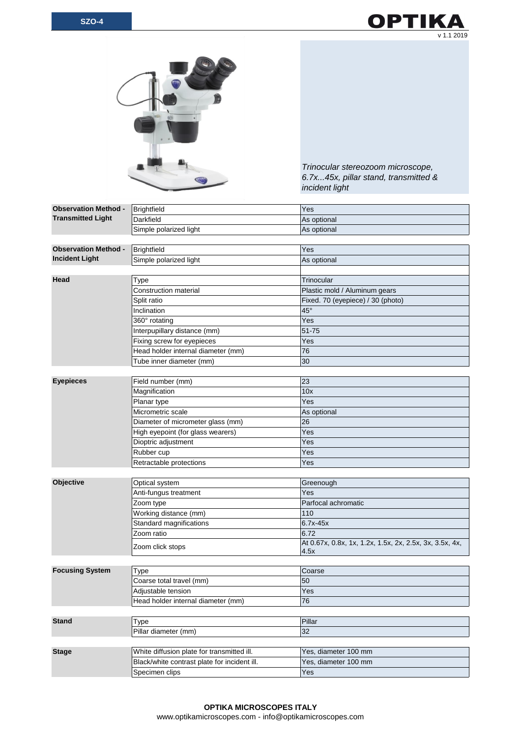# SZO-4

**OPTIKA**

v 1.1 2019

*Trinocular stereozoom microscope, 6.7x...45x, pillar stand, transmitted & incident light*

| | | |
|---|---|---|
| **Observation Method - Transmitted Light** | Brightfield | Yes |
| | Darkfield | As optional |
| | Simple polarized light | As optional |

| | | |
|---|---|---|
| **Observation Method - Incident Light** | Brightfield | Yes |
| | Simple polarized light | As optional |

| | | |
|---|---|---|
| **Head** | Type | Trinocular |
| | Construction material | Plastic mold / Aluminum gears |
| | Split ratio | Fixed. 70 (eyepiece) / 30 (photo) |
| | Inclination | 45° |
| | 360° rotating | Yes |
| | Interpupillary distance (mm) | 51-75 |
| | Fixing screw for eyepieces | Yes |
| | Head holder internal diameter (mm) | 76 |
| | Tube inner diameter (mm) | 30 |

| | | |
|---|---|---|
| **Eyepieces** | Field number (mm) | 23 |
| | Magnification | 10x |
| | Planar type | Yes |
| | Micrometric scale | As optional |
| | Diameter of micrometer glass (mm) | 26 |
| | High eyepoint (for glass wearers) | Yes |
| | Dioptric adjustment | Yes |
| | Rubber cup | Yes |
| | Retractable protections | Yes |

| | | |
|---|---|---|
| **Objective** | Optical system | Greenough |
| | Anti-fungus treatment | Yes |
| | Zoom type | Parfocal achromatic |
| | Working distance (mm) | 110 |
| | Standard magnifications | 6.7x-45x |
| | Zoom ratio | 6.72 |
| | Zoom click stops | At 0.67x, 0.8x, 1x, 1.2x, 1.5x, 2x, 2.5x, 3x, 3.5x, 4x, 4.5x |

| | | |
|---|---|---|
| **Focusing System** | Type | Coarse |
| | Coarse total travel (mm) | 50 |
| | Adjustable tension | Yes |
| | Head holder internal diameter (mm) | 76 |

| | | |
|---|---|---|
| **Stand** | Type | Pillar |
| | Pillar diameter (mm) | 32 |

| | | |
|---|---|---|
| **Stage** | White diffusion plate for transmitted ill. | Yes, diameter 100 mm |
| | Black/white contrast plate for incident ill. | Yes, diameter 100 mm |
| | Specimen clips | Yes |

**OPTIKA MICROSCOPES ITALY**
www.optikamicroscopes.com - info@optikamicroscopes.com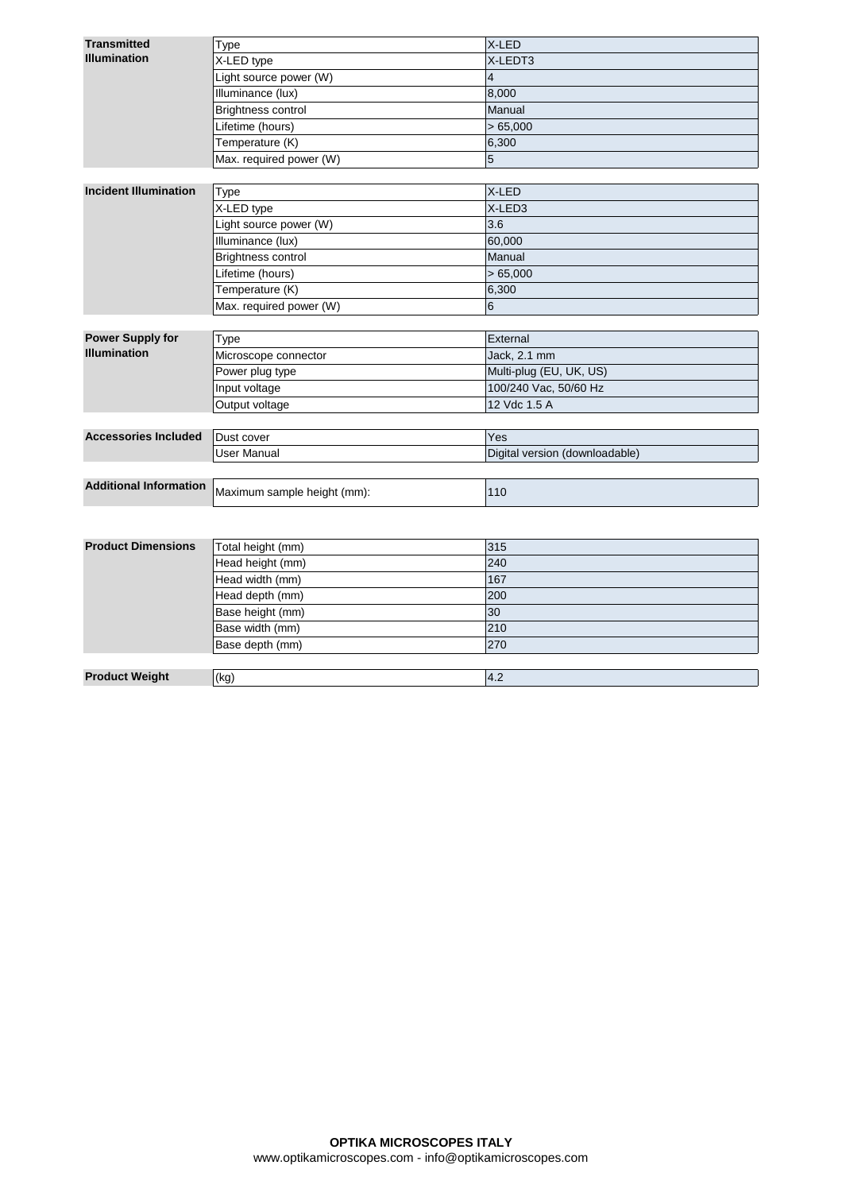| | | |
|---|---|---|
| **Transmitted Illumination** | Type | X-LED |
| | X-LED type | X-LEDT3 |
| | Light source power (W) | 4 |
| | Illuminance (lux) | 8,000 |
| | Brightness control | Manual |
| | Lifetime (hours) | > 65,000 |
| | Temperature (K) | 6,300 |
| | Max. required power (W) | 5 |

| | | |
|---|---|---|
| **Incident Illumination** | Type | X-LED |
| | X-LED type | X-LED3 |
| | Light source power (W) | 3.6 |
| | Illuminance (lux) | 60,000 |
| | Brightness control | Manual |
| | Lifetime (hours) | > 65,000 |
| | Temperature (K) | 6,300 |
| | Max. required power (W) | 6 |

| | | |
|---|---|---|
| **Power Supply for Illumination** | Type | External |
| | Microscope connector | Jack, 2.1 mm |
| | Power plug type | Multi-plug (EU, UK, US) |
| | Input voltage | 100/240 Vac, 50/60 Hz |
| | Output voltage | 12 Vdc 1.5 A |

| | | |
|---|---|---|
| **Accessories Included** | Dust cover | Yes |
| | User Manual | Digital version (downloadable) |

| | | |
|---|---|---|
| **Additional Information** | Maximum sample height (mm): | 110 |

| | | |
|---|---|---|
| **Product Dimensions** | Total height (mm) | 315 |
| | Head height (mm) | 240 |
| | Head width (mm) | 167 |
| | Head depth (mm) | 200 |
| | Base height (mm) | 30 |
| | Base width (mm) | 210 |
| | Base depth (mm) | 270 |

| | | |
|---|---|---|
| **Product Weight** | (kg) | 4.2 |

**OPTIKA MICROSCOPES ITALY**
www.optikamicroscopes.com - info@optikamicroscopes.com